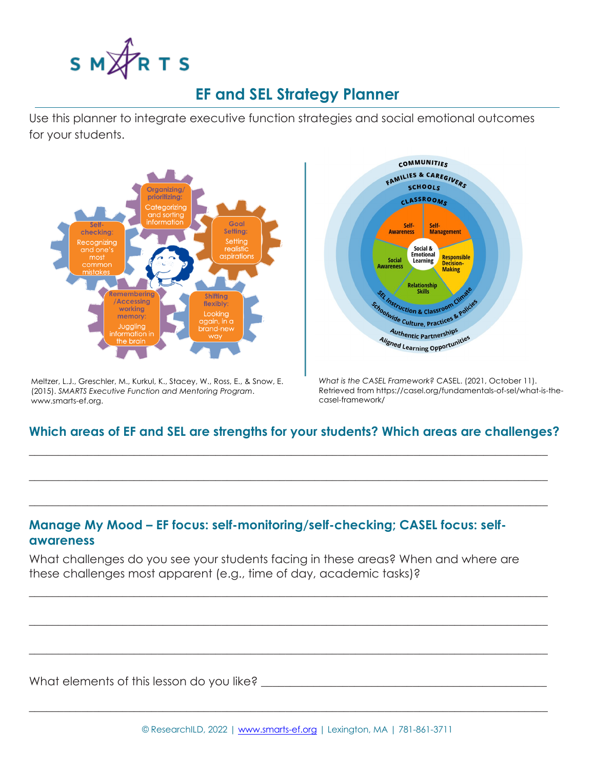# EF and SEL Strategy Planner

Use this planner to integrate executive function strategies and social emotional outcomes for your students.

Self-checking: Recognizing and one's most common mistakes

Organizing/ prioritizing: Categorizing and sorting information

Goal Setting: Setting realistic aspirations

Remembering /Accessing working memory: Juggling information in the brain

Shifting flexibly: Looking again, in a brand-new way

Meltzer, L.J., Greschler, M., Kurkul, K., Stacey, W., Ross, E., & Snow, E. (2015). *SMARTS Executive Function and Mentoring Program*. www.smarts-ef.org.

COMMUNITIES
FAMILIES & CAREGIVERS
SCHOOLS
CLASSROOMS

Social & Emotional Learning: Self-Awareness, Self-Management, Responsible Decision-Making, Relationship Skills, Social Awareness

SEL Instruction & Classroom Climate
Schoolwide Culture, Practices & Policies
Authentic Partnerships
Aligned Learning Opportunities

*What is the CASEL Framework?* CASEL. (2021, October 11). Retrieved from https://casel.org/fundamentals-of-sel/what-is-the-casel-framework/

## Which areas of EF and SEL are strengths for your students? Which areas are challenges?

______________________________________________________________________

______________________________________________________________________

______________________________________________________________________

## Manage My Mood – EF focus: self-monitoring/self-checking; CASEL focus: self-awareness

What challenges do you see your students facing in these areas? When and where are these challenges most apparent (e.g., time of day, academic tasks)?

______________________________________________________________________

______________________________________________________________________

______________________________________________________________________

What elements of this lesson do you like? ______________________________________

______________________________________________________________________

© ResearchILD, 2022 | www.smarts-ef.org | Lexington, MA | 781-861-3711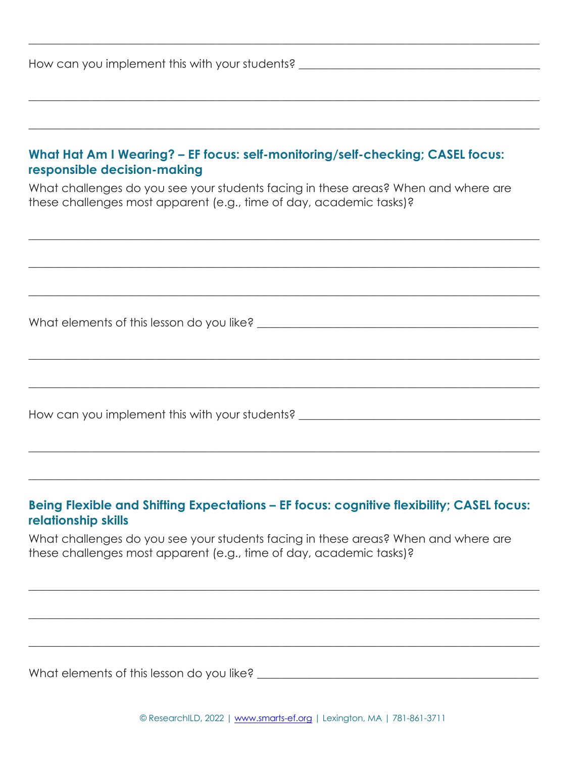How can you implement this with your students?

### What Hat Am I Wearing? – EF focus: self-monitoring/self-checking; CASEL focus: responsible decision-making

What challenges do you see your students facing in these areas? When and where are these challenges most apparent (e.g., time of day, academic tasks)?

What elements of this lesson do you like?

How can you implement this with your students?

### Being Flexible and Shifting Expectations – EF focus: cognitive flexibility; CASEL focus: relationship skills

What challenges do you see your students facing in these areas? When and where are these challenges most apparent (e.g., time of day, academic tasks)?

What elements of this lesson do you like?

© ResearchILD, 2022 | www.smarts-ef.org | Lexington, MA | 781-861-3711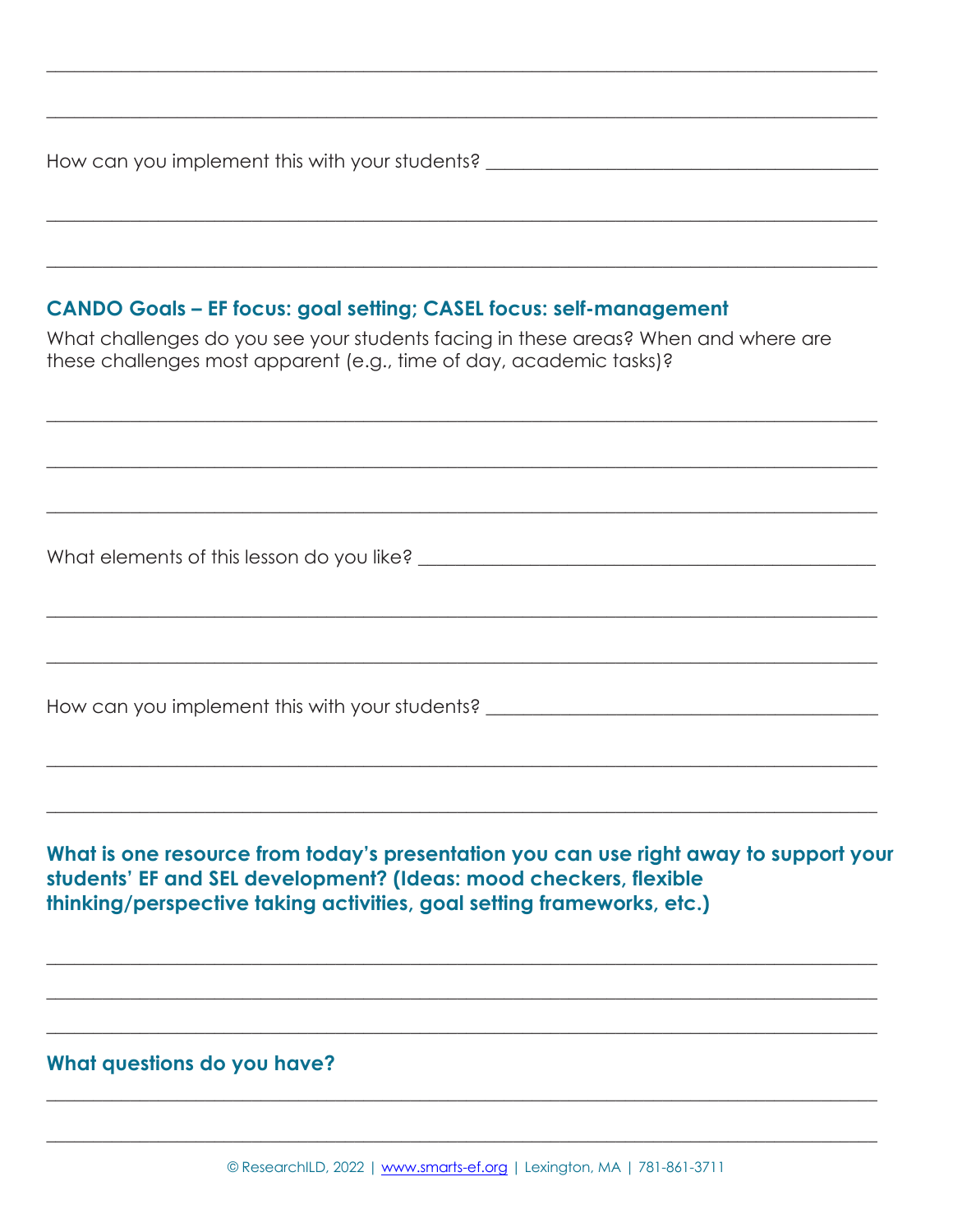How can you implement this with your students?

### CANDO Goals – EF focus: goal setting; CASEL focus: self-management

What challenges do you see your students facing in these areas? When and where are these challenges most apparent (e.g., time of day, academic tasks)?

What elements of this lesson do you like?

How can you implement this with your students?

### What is one resource from today's presentation you can use right away to support your students' EF and SEL development? (Ideas: mood checkers, flexible thinking/perspective taking activities, goal setting frameworks, etc.)

### What questions do you have?

© ResearchILD, 2022 | www.smarts-ef.org | Lexington, MA | 781-861-3711